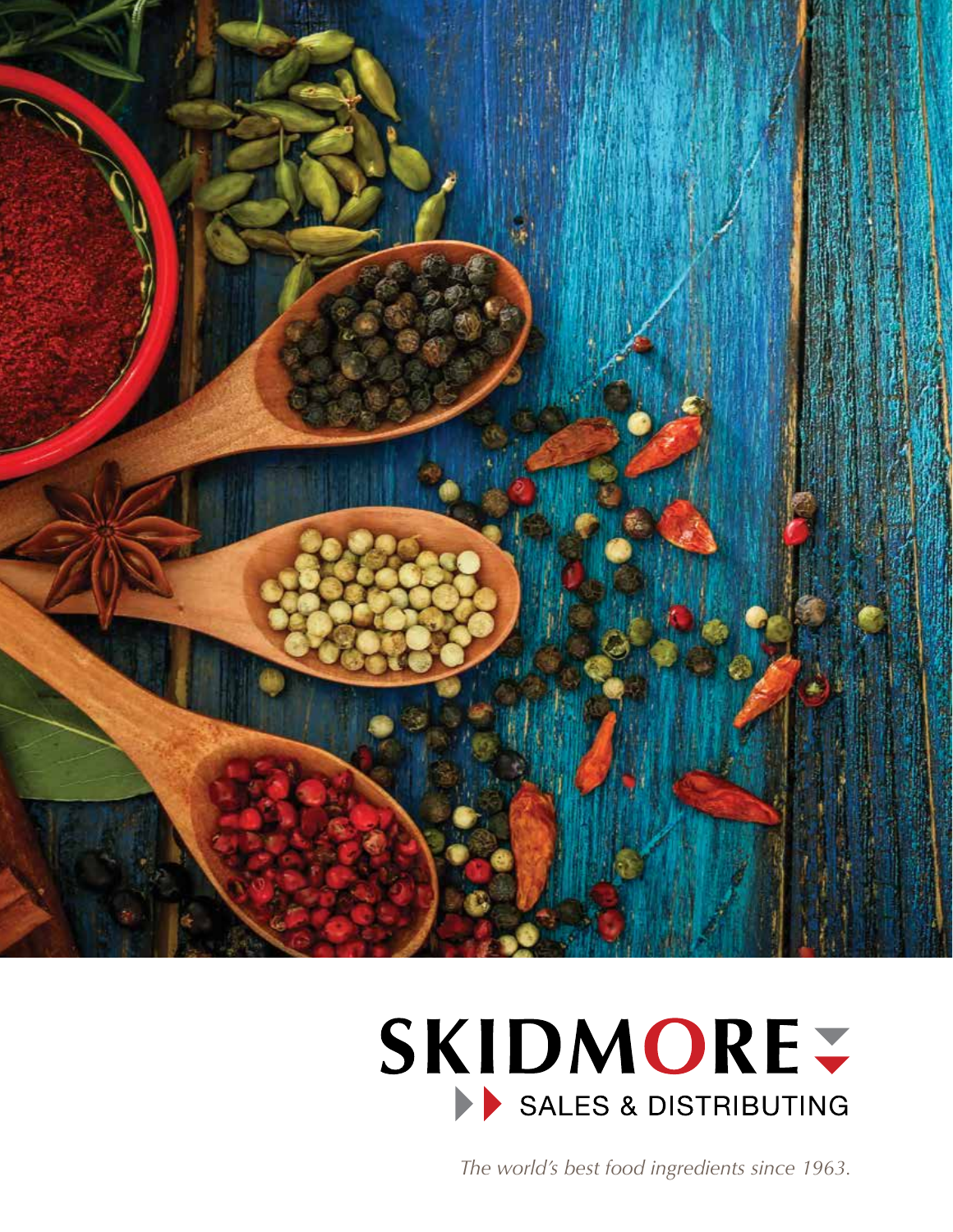# SKIDMORE

SALES & DISTRIBUTING

*The world's best food ingredients since 1963.*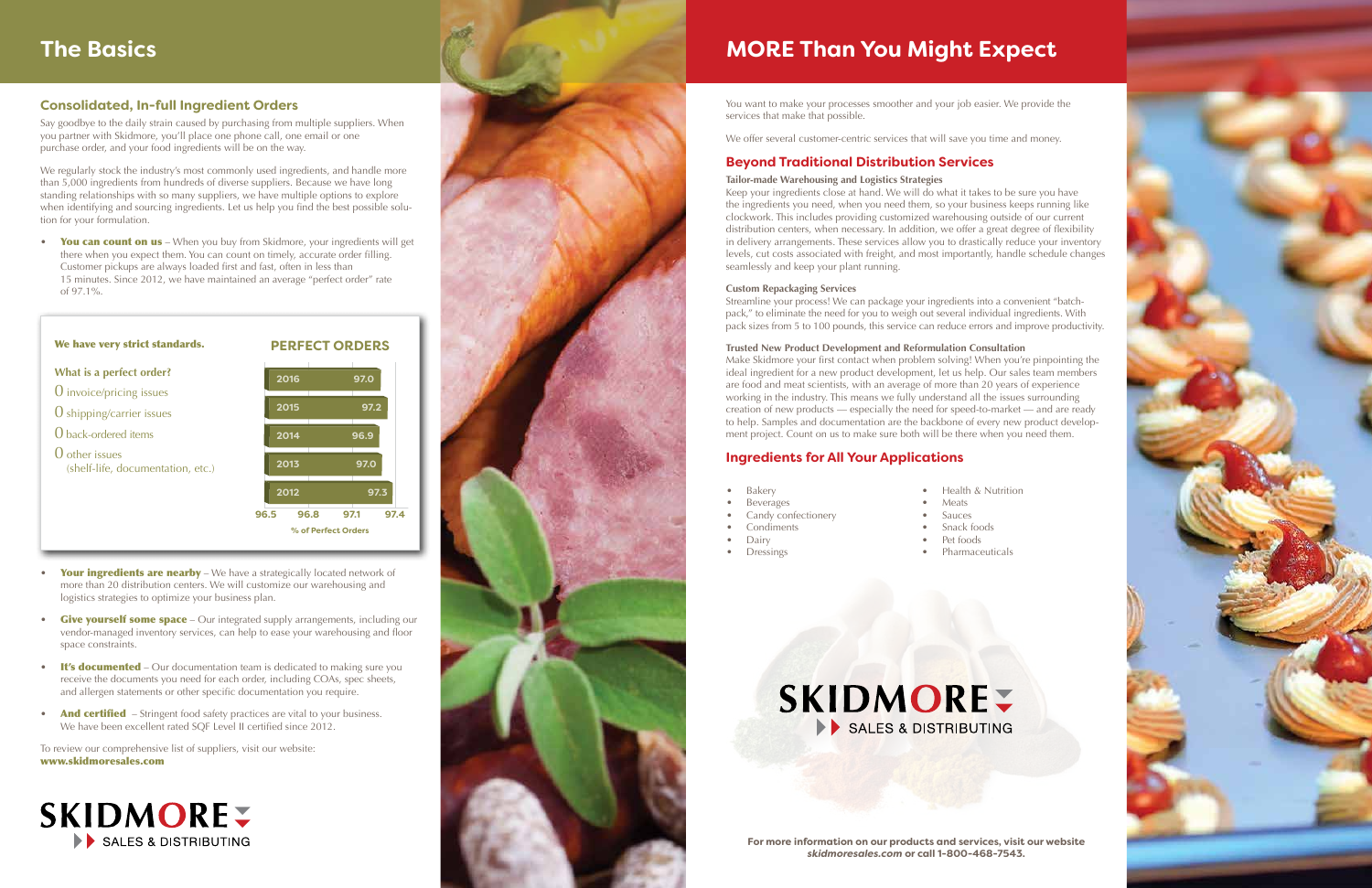# The Basics

## Consolidated, In-full Ingredient Orders

Say goodbye to the daily strain caused by purchasing from multiple suppliers. When you partner with Skidmore, you'll place one phone call, one email or one purchase order, and your food ingredients will be on the way.

We regularly stock the industry's most commonly used ingredients, and handle more than 5,000 ingredients from hundreds of diverse suppliers. Because we have long standing relationships with so many suppliers, we have multiple options to explore when identifying and sourcing ingredients. Let us help you find the best possible solution for your formulation.

- **You can count on us** – When you buy from Skidmore, your ingredients will get there when you expect them. You can count on timely, accurate order filling. Customer pickups are always loaded first and fast, often in less than 15 minutes. Since 2012, we have maintained an average "perfect order" rate of 97.1%.

**We have very strict standards.**

**What is a perfect order?**

0 invoice/pricing issues
0 shipping/carrier issues
0 back-ordered items
0 other issues (shelf-life, documentation, etc.)

**PERFECT ORDERS**

| Year | % of Perfect Orders |
|---|---|
| 2016 | 97.0 |
| 2015 | 97.2 |
| 2014 | 96.9 |
| 2013 | 97.0 |
| 2012 | 97.3 |

- **Your ingredients are nearby** – We have a strategically located network of more than 20 distribution centers. We will customize our warehousing and logistics strategies to optimize your business plan.
- **Give yourself some space** – Our integrated supply arrangements, including our vendor-managed inventory services, can help to ease your warehousing and floor space constraints.
- **It's documented** – Our documentation team is dedicated to making sure you receive the documents you need for each order, including COAs, spec sheets, and allergen statements or other specific documentation you require.
- **And certified** – Stringent food safety practices are vital to your business. We have been excellent rated SQF Level II certified since 2012.

To review our comprehensive list of suppliers, visit our website:
**www.skidmoresales.com**

SKIDMORE SALES & DISTRIBUTING

# MORE Than You Might Expect

You want to make your processes smoother and your job easier. We provide the services that make that possible.

We offer several customer-centric services that will save you time and money.

## Beyond Traditional Distribution Services

**Tailor-made Warehousing and Logistics Strategies**

Keep your ingredients close at hand. We will do what it takes to be sure you have the ingredients you need, when you need them, so your business keeps running like clockwork. This includes providing customized warehousing outside of our current distribution centers, when necessary. In addition, we offer a great degree of flexibility in delivery arrangements. These services allow you to drastically reduce your inventory levels, cut costs associated with freight, and most importantly, handle schedule changes seamlessly and keep your plant running.

**Custom Repackaging Services**

Streamline your process! We can package your ingredients into a convenient "batch-pack," to eliminate the need for you to weigh out several individual ingredients. With pack sizes from 5 to 100 pounds, this service can reduce errors and improve productivity.

**Trusted New Product Development and Reformulation Consultation**

Make Skidmore your first contact when problem solving! When you're pinpointing the ideal ingredient for a new product development, let us help. Our sales team members are food and meat scientists, with an average of more than 20 years of experience working in the industry. This means we fully understand all the issues surrounding creation of new products — especially the need for speed-to-market — and are ready to help. Samples and documentation are the backbone of every new product development project. Count on us to make sure both will be there when you need them.

## Ingredients for All Your Applications

- Bakery
- Beverages
- Candy confectionery
- Condiments
- Dairy
- Dressings
- Health & Nutrition
- Meats
- Sauces
- Snack foods
- Pet foods
- Pharmaceuticals

SKIDMORE SALES & DISTRIBUTING

**For more information on our products and services, visit our website *skidmoresales.com* or call 1-800-468-7543.**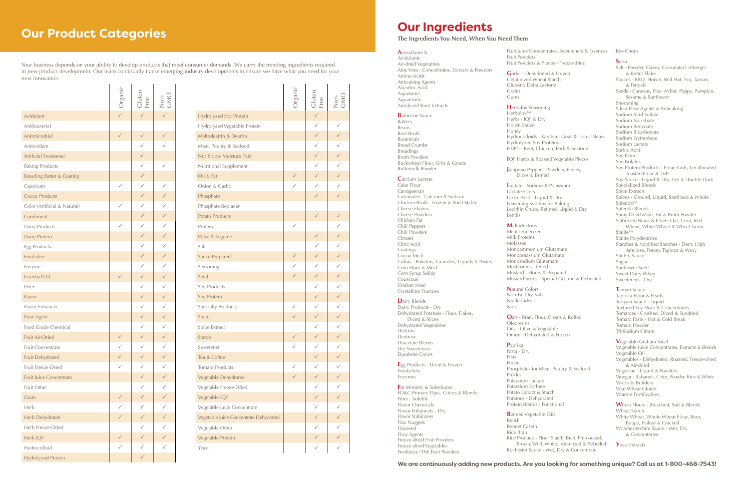# Our Product Categories

Your business depends on your ability to develop products that meet consumer demands. We carry the trending ingredients required in new product development. Our team continually tracks emerging industry developments to ensure we have what you need for your next innovation.

| | Organic | Gluten Free | Non-GMO |
|---|---|---|---|
| Acidulant | ✓ | ✓ | ✓ |
| Antibacterial | | | |
| Antimicrobial | ✓ | ✓ | ✓ |
| Antioxidant | | ✓ | ✓ |
| Artificial Sweetener | | ✓ | |
| Baking Products | | ✓ | ✓ |
| Breading Batter & Coating | | ✓ | |
| Capsicum | ✓ | ✓ | ✓ |
| Cocoa Products | | ✓ | ✓ |
| Color (Artificial & Natural) | ✓ | ✓ | ✓ |
| Condiment | | ✓ | ✓ |
| Dairy Products | ✓ | ✓ | ✓ |
| Dairy Protein | | ✓ | ✓ |
| Egg Products | | ✓ | ✓ |
| Emulsifier | | ✓ | ✓ |
| Enzyme | | ✓ | ✓ |
| Essential Oil | ✓ | ✓ | ✓ |
| Fiber | | ✓ | ✓ |
| Flavor | | ✓ | ✓ |
| Flavor Enhancer | | ✓ | ✓ |
| Flow Agent | | ✓ | ✓ |
| Food Grade Chemical | | ✓ | ✓ |
| Fruit Air-Dried | ✓ | ✓ | ✓ |
| Fruit Concentrate | ✓ | ✓ | ✓ |
| Fruit Dehydrated | ✓ | ✓ | ✓ |
| Fruit Freeze-Dried | ✓ | ✓ | ✓ |
| Fruit Juice Concentrate | | ✓ | ✓ |
| Fruit Other | | ✓ | ✓ |
| Grain | ✓ | ✓ | ✓ |
| Herb | ✓ | ✓ | ✓ |
| Herb Dehydrated | ✓ | ✓ | ✓ |
| Herb Freeze-Dried | | ✓ | ✓ |
| Herb IQF | ✓ | ✓ | ✓ |
| Hydrocolloid | ✓ | ✓ | ✓ |
| Hydrolyzed Protein | | ✓ | |

| | Organic | Gluten Free | Non-GMO |
|---|---|---|---|
| Hydrolyzed Soy Protein | | ✓ | |
| Hydrolyzed Vegetable Protein | | ✓ | ✓ |
| Maltodextrin & Dextrin | | ✓ | ✓ |
| Meat, Poultry & Seafood | | ✓ | ✓ |
| Nut & Low Moisture Fruit | | ✓ | ✓ |
| Nutritional Supplement | | ✓ | ✓ |
| Oil & Fat | ✓ | ✓ | ✓ |
| Onion & Garlic | ✓ | ✓ | ✓ |
| Phosphate | | ✓ | ✓ |
| Phosphate Replacer | | | |
| Potato Products | | ✓ | ✓ |
| Protein | ✓ | | ✓ |
| Pulse & Legume | | ✓ | ✓ |
| Salt | | ✓ | ✓ |
| Sauce Prepared | ✓ | ✓ | ✓ |
| Seasoning | ✓ | ✓ | ✓ |
| Seed | ✓ | ✓ | ✓ |
| Soy Products | | ✓ | ✓ |
| Soy Protein | | ✓ | ✓ |
| Specialty Products | ✓ | ✓ | ✓ |
| Spice | ✓ | ✓ | ✓ |
| Spice Extract | | ✓ | ✓ |
| Starch | ✓ | ✓ | ✓ |
| Sweetener | ✓ | ✓ | ✓ |
| Tea & Coffee | | ✓ | ✓ |
| Tomato Products | ✓ | ✓ | ✓ |
| Vegetable Dehydrated | ✓ | ✓ | ✓ |
| Vegetable Freeze-Dried | | ✓ | ✓ |
| Vegetable IQF | | ✓ | ✓ |
| Vegetable Juice Concentrate | | ✓ | ✓ |
| Vegetable Juice Concentrate Dehydrated | | ✓ | ✓ |
| Vegetable Other | | ✓ | ✓ |
| Vegetable Protein | | ✓ | ✓ |
| Yeast | | ✓ | ✓ |

# Our Ingredients

**The Ingredients You Need, When You Need Them**

**A**cesulfame K
Acidulants
Air-dried Vegetables
Aloe Vera - Concentrates, Extracts & Powders
Amino Acids
Anticaking Agents
Ascorbic Acid
Aspartame
Aquaresins
Autolyzed Yeast Extracts

**B**arbecue Sauce
Batters
Beans
Beef Broth
Botanicals
Bread Crumbs
Breadings
Broth Powders
Buckwheat Flour, Grits & Groats
Buttermilk Powder

**C**alcium Lactate
Cake Flour
Carrageenan
Caseinates - Calcium & Sodium
Chicken Broth - Frozen & Shelf Stable
Cheese Flavors
Cheese Powders
Chicken Fat
Chili Peppers
Chili Powders
Citrates
Citric Acid
Coatings
Cocoa Meal
Colors - Powders, Granules, Liquids & Pastes
Corn Flour & Meal
Corn Syrup Solids
Couscous
Cracker Meal
Crystalline Fructose

**D**airy Blends
Dairy Products - Dry
Dehydrated Potatoes - Flour, Flakes, Diced & Slices
Dehydrated Vegetables
Dextrins
Dextrose
Diacetate Blends
Dry Sweeteners
Durabrite Colors

**E**gg Products - Dried & Frozen
Emulsifiers
Enzymes

**F**at Mimetic & Substitutes
FD&C Primary Dyes, Colors & Blends
Fiber - Soluble
Flavor Chemicals
Flavor Enhancers - Dry
Flavor Stabilizers
Flax Nuggets
Flaxseed
Flow Agents
Freeze-dried Fruit Powders
Freeze-dried Vegetables
Freshtaste (TM) Fruit Powders
Fruit Juice Concentrates, Sweeteners & Essences
Fruit Powders
Fruit Powders & Pieces - Freeze-dried

**G**arlic - Dehydrated & Frozen
Gelatinized Wheat Starch
Glucono Delta Lactone
Grains
Gums

**H**erbalox Seasoning
Herbolox™
Herbs - IQF & Dry
Hoisin Sauce
Honey
Hydrocolloids - Xanthan, Guar & Locust Bean
Hydrolyzed Soy Proteins
HVP's - Beef, Chicken, Pork & Seafood

**I**QF Herbs & Roasted Vegetable Pieces

**J**alapeno Peppers, Powders, Pieces, Dices & Brined

**L**actate - Sodium & Potassium
Lactate Esters
Lactic Acid - Liquid & Dry
Leavening Systems for Baking
Lecithin Crude, Refined, Liquid & Dry
Lentils

**M**altodextrins
Meat Tenderizer
Milk Proteins
Molasses
Monoammonium Glutamate
Monopotassium Glutamate
Monosodium Glutamate
Mushrooms - Dried
Mustard - Flours & Prepared
Mustard Seeds - Special Ground & Deheated

**N**atural Colors
Non-Fat Dry Milk
Nucleotides
Nuts

**O**ats - Bran, Flour, Groats & Rolled
Oleoresins
Oils - Olive & Vegetable
Onion - Dehydrated & Frozen

**P**aprika
Pasta - Dry
Peas
Pectin
Phosphates for Meat, Poultry & Seafood
Pickles
Potassium Lactate
Potassium Sorbate
Potato Extract & Starch
Potatoes - Dehydrated
Protein Blends - Functional

**R**efined Vegetable Oils
Relish
Rennet Casein
Rice Bran
Rice Products - Flour, Starch, Bran, Pre-cooked, Brown, Wild, White, Instantized & Parboiled
Rochester Sauce - Wet, Dry & Concentrate
Rye Chops

**S**alsa
Salt - Powder, Flakes, Granulated, Alberger & Butter Flake
Sauces - BBQ, Hoisin, Red Hot, Soy, Tamari, & Teriyaki
Seeds - Caraway, Flax, Millet, Poppy, Pumpkin, Sesame & Sunflower
Shortening
Silica Flow Agents & Anticaking
Sodium Acid Sulfate
Sodium Ascorbate
Sodium Benzoate
Sodium Bicarbonate
Sodium Erythorbate
Sodium Lactate
Sorbic Acid
Soy Fiber
Soy Isolates
Soy Protein Products - Flour, Grits, Lecithinated Toasted Flour & TVP
Soy Sauce - Liquid & Dry, Lite & Double Dark
Specialized Blends
Spice Extracts
Spices - Ground, Liquid, Sterilized & Whole
Splenda™
Splenda Blends
Spray Dried Meat, Fat & Broth Powder
Stabilized Brans & Fibers-Oat, Corn, Red Wheat, White Wheat & Wheat Germ
Stalite™
Stalite Polydextrose
Starches & Modified Starches - Dent, High Amylose, Potato, Tapioca & Waxy
Stir Fry Sauce
Sugar
Sunflower Seed
Sweet Dairy Whey
Sweeteners - Dry

**T**amari Sauce
Tapioca Flour & Pearls
Teriyaki Sauce - Liquid
Textured Soy Flour & Concentrates
Tomatoes - Crushed, Diced & Sundried
Tomato Paste - Hot & Cold Break
Tomato Powder
Tri-Sodium Citrate

**V**egetable Graham Meal
Vegetable Juice Concentrates, Extracts & Blends
Vegetable Oil
Vegetables - Dehydrated, Roasted, Freeze-dried & Air-dried
Vegetone - Liquid & Powders
Vinegar - Balsamic, Cider, Powder, Rice & White
Viscosity Builders
Vital Wheat Gluten
Vitamin Fortification

**W**heat Flours - Bleached, Soft & Blends
Wheat Starch
White Wheat, Whole Wheat Flour, Bran, Bulgar, Flaked & Cracked
Worchesterchire Sauce - Wet, Dry & Concentrates

**Y**east Extracts

**We are continuously adding new products. Are you looking for something unique? Call us at 1-800-468-7543!**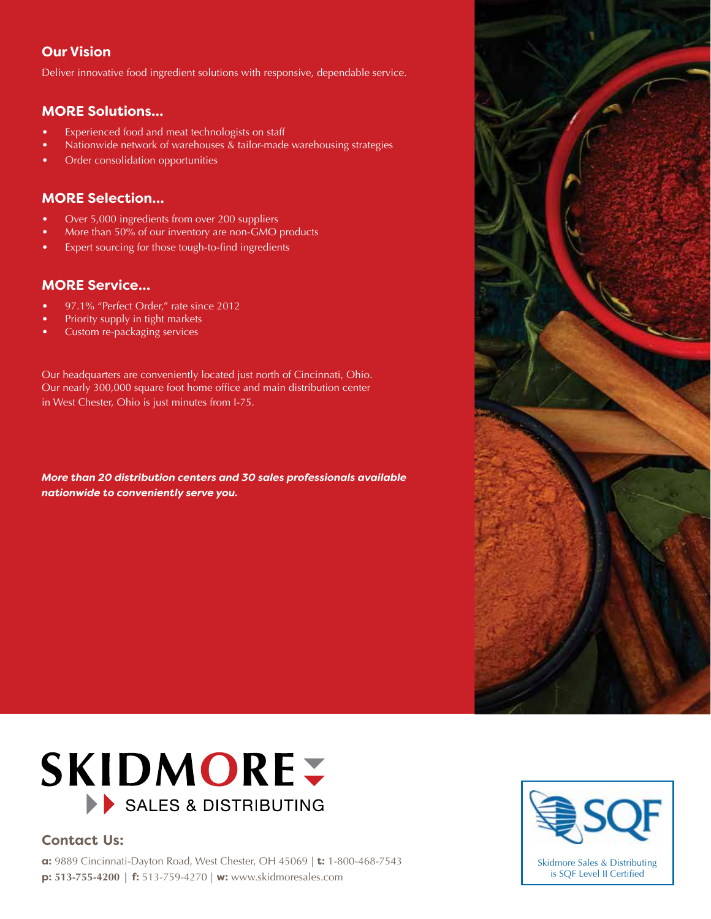## Our Vision

Deliver innovative food ingredient solutions with responsive, dependable service.

## MORE Solutions...

- Experienced food and meat technologists on staff
- Nationwide network of warehouses & tailor-made warehousing strategies
- Order consolidation opportunities

## MORE Selection...

- Over 5,000 ingredients from over 200 suppliers
- More than 50% of our inventory are non-GMO products
- Expert sourcing for those tough-to-find ingredients

## MORE Service...

- 97.1% "Perfect Order," rate since 2012
- Priority supply in tight markets
- Custom re-packaging services

Our headquarters are conveniently located just north of Cincinnati, Ohio. Our nearly 300,000 square foot home office and main distribution center in West Chester, Ohio is just minutes from I-75.

***More than 20 distribution centers and 30 sales professionals available nationwide to conveniently serve you.***

SKIDMORE
SALES & DISTRIBUTING

### Contact Us:

**a:** 9889 Cincinnati-Dayton Road, West Chester, OH 45069 | **t:** 1-800-468-7543
**p: 513-755-4200** | **f:** 513-759-4270 | **w:** www.skidmoresales.com

SQF

Skidmore Sales & Distributing is SQF Level II Certified